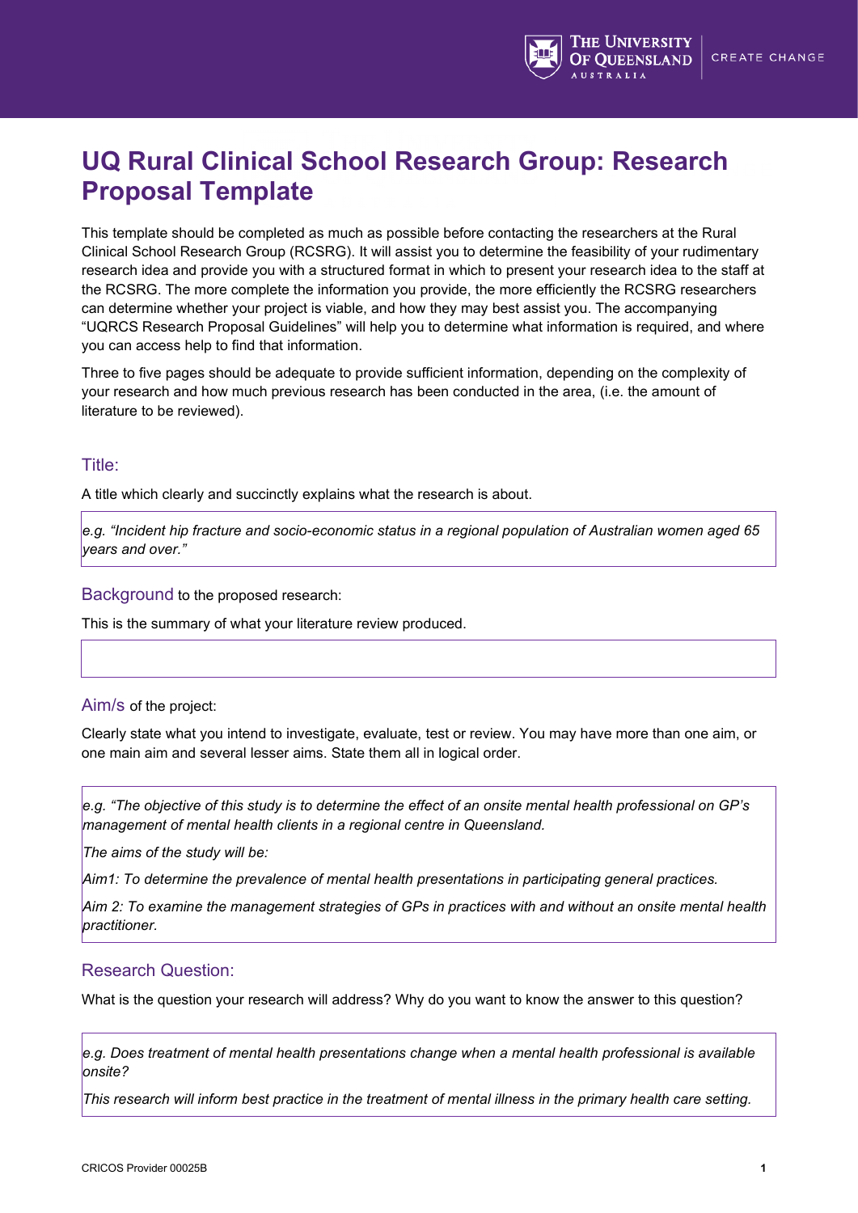# UQ Rural Clinical School Research Group: Research Proposal Template

This template should be completed as much as possible before contacting the researchers at the Rural Clinical School Research Group (RCSRG). It will assist you to determine the feasibility of your rudimentary research idea and provide you with a structured format in which to present your research idea to the staff at the RCSRG. The more complete the information you provide, the more efficiently the RCSRG researchers can determine whether your project is viable, and how they may best assist you. The accompanying "UQRCS Research Proposal Guidelines" will help you to determine what information is required, and where you can access help to find that information.

Three to five pages should be adequate to provide sufficient information, depending on the complexity of your research and how much previous research has been conducted in the area, (i.e. the amount of literature to be reviewed).

## Title:

A title which clearly and succinctly explains what the research is about.

*e.g. "Incident hip fracture and socio-economic status in a regional population of Australian women aged 65 years and over."*

## Background to the proposed research:

This is the summary of what your literature review produced.

## Aim/s of the project:

Clearly state what you intend to investigate, evaluate, test or review. You may have more than one aim, or one main aim and several lesser aims. State them all in logical order.

*e.g. "The objective of this study is to determine the effect of an onsite mental health professional on GP's management of mental health clients in a regional centre in Queensland.*

*The aims of the study will be:*

*Aim1: To determine the prevalence of mental health presentations in participating general practices.*

*Aim 2: To examine the management strategies of GPs in practices with and without an onsite mental health practitioner.*

## Research Question:

What is the question your research will address? Why do you want to know the answer to this question?

*e.g. Does treatment of mental health presentations change when a mental health professional is available onsite?*

*This research will inform best practice in the treatment of mental illness in the primary health care setting.*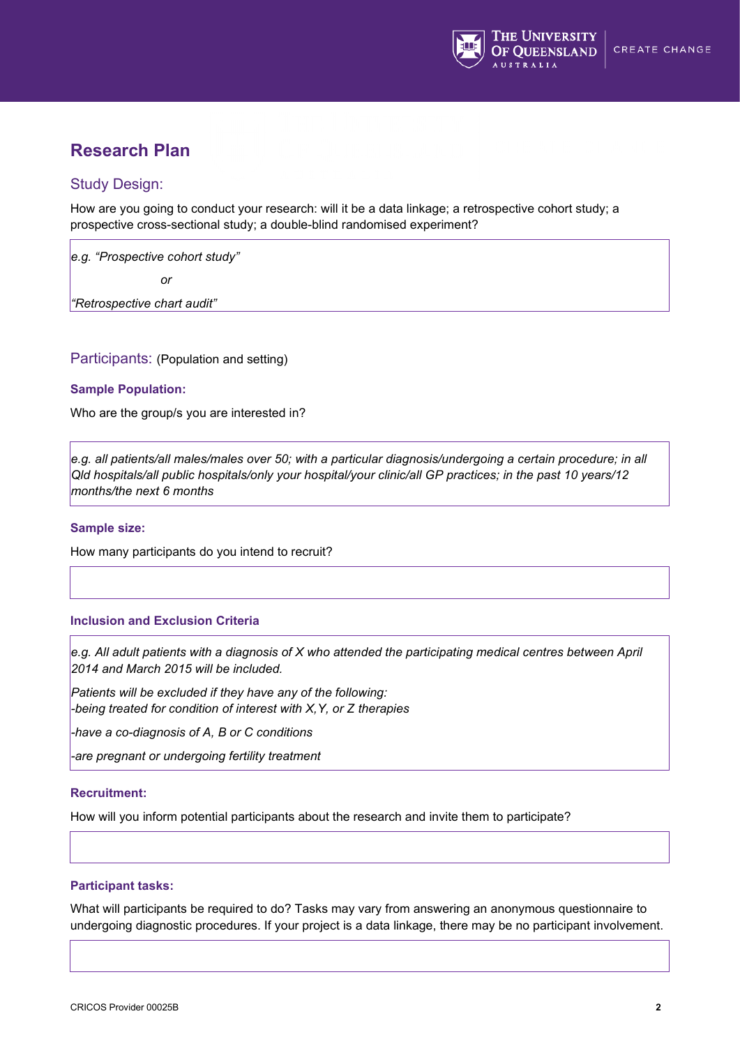# Research Plan

## Study Design:

How are you going to conduct your research: will it be a data linkage; a retrospective cohort study; a prospective cross-sectional study; a double-blind randomised experiment?

*e.g. "Prospective cohort study"*

*or*

*"Retrospective chart audit"*

## Participants: (Population and setting)

### Sample Population:

Who are the group/s you are interested in?

*e.g. all patients/all males/males over 50; with a particular diagnosis/undergoing a certain procedure; in all Qld hospitals/all public hospitals/only your hospital/your clinic/all GP practices; in the past 10 years/12 months/the next 6 months*

### Sample size:

How many participants do you intend to recruit?

### Inclusion and Exclusion Criteria

*e.g. All adult patients with a diagnosis of X who attended the participating medical centres between April 2014 and March 2015 will be included.*

*Patients will be excluded if they have any of the following:*
*-being treated for condition of interest with X,Y, or Z therapies*

*-have a co-diagnosis of A, B or C conditions*

*-are pregnant or undergoing fertility treatment*

### Recruitment:

How will you inform potential participants about the research and invite them to participate?

### Participant tasks:

What will participants be required to do? Tasks may vary from answering an anonymous questionnaire to undergoing diagnostic procedures. If your project is a data linkage, there may be no participant involvement.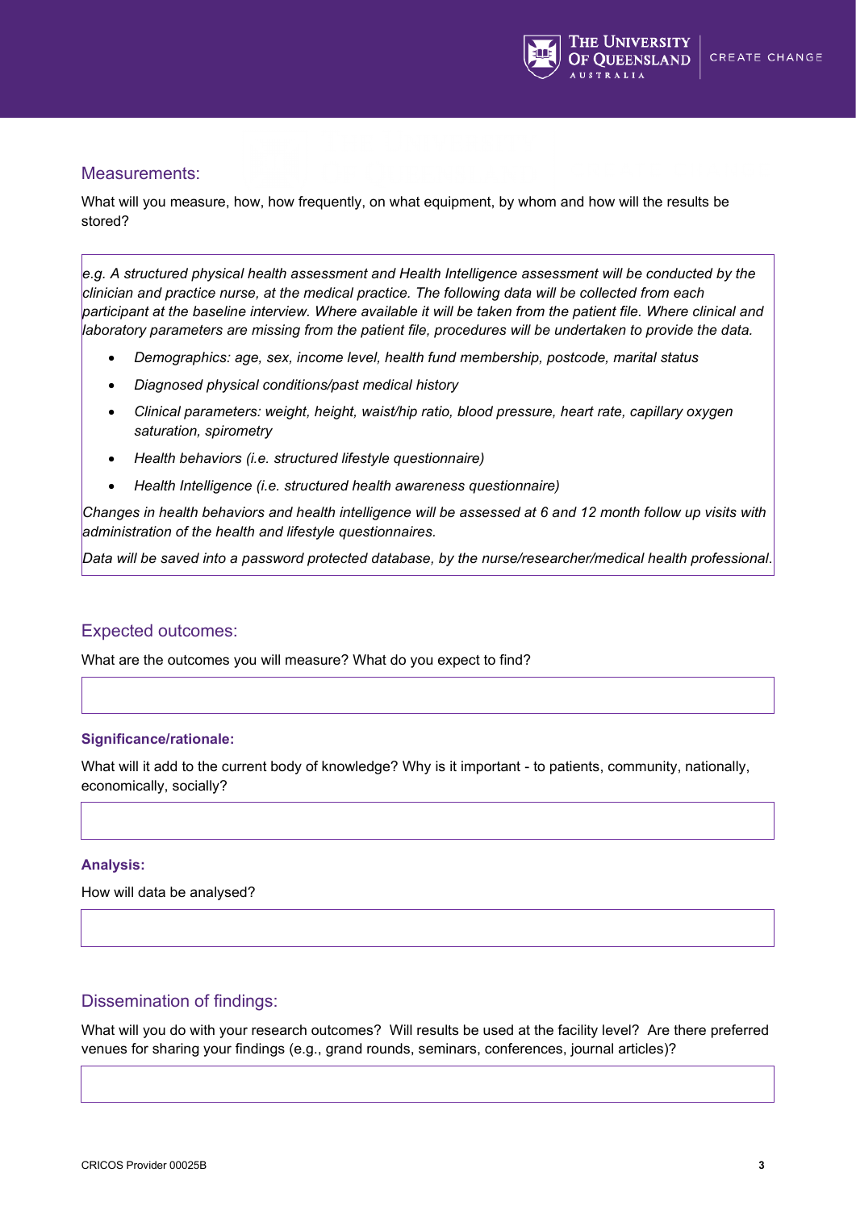## Measurements:

What will you measure, how, how frequently, on what equipment, by whom and how will the results be stored?

*e.g. A structured physical health assessment and Health Intelligence assessment will be conducted by the clinician and practice nurse, at the medical practice. The following data will be collected from each participant at the baseline interview. Where available it will be taken from the patient file. Where clinical and laboratory parameters are missing from the patient file, procedures will be undertaken to provide the data.*

- *Demographics: age, sex, income level, health fund membership, postcode, marital status*
- *Diagnosed physical conditions/past medical history*
- *Clinical parameters: weight, height, waist/hip ratio, blood pressure, heart rate, capillary oxygen saturation, spirometry*
- *Health behaviors (i.e. structured lifestyle questionnaire)*
- *Health Intelligence (i.e. structured health awareness questionnaire)*

*Changes in health behaviors and health intelligence will be assessed at 6 and 12 month follow up visits with administration of the health and lifestyle questionnaires.*

*Data will be saved into a password protected database, by the nurse/researcher/medical health professional.*

## Expected outcomes:

What are the outcomes you will measure? What do you expect to find?

### Significance/rationale:

What will it add to the current body of knowledge? Why is it important - to patients, community, nationally, economically, socially?

### Analysis:

How will data be analysed?

## Dissemination of findings:

What will you do with your research outcomes? Will results be used at the facility level? Are there preferred venues for sharing your findings (e.g., grand rounds, seminars, conferences, journal articles)?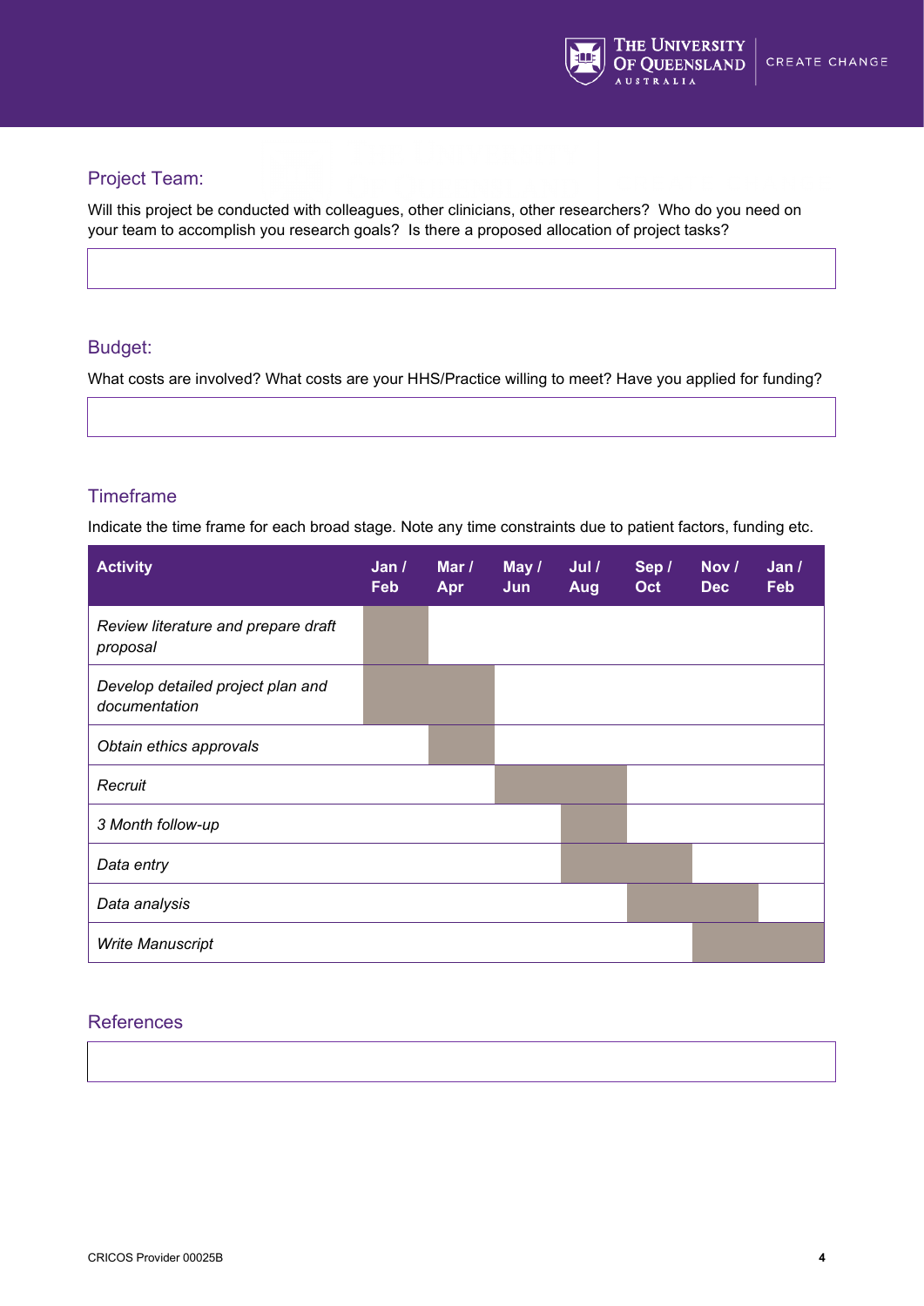## Project Team:

Will this project be conducted with colleagues, other clinicians, other researchers? Who do you need on your team to accomplish you research goals? Is there a proposed allocation of project tasks?

## Budget:

What costs are involved? What costs are your HHS/Practice willing to meet? Have you applied for funding?

## Timeframe

Indicate the time frame for each broad stage. Note any time constraints due to patient factors, funding etc.

| Activity | Jan / Feb | Mar / Apr | May / Jun | Jul / Aug | Sep / Oct | Nov / Dec | Jan / Feb |
|---|---|---|---|---|---|---|---|
| *Review literature and prepare draft proposal* | | | | | | | |
| *Develop detailed project plan and documentation* | | | | | | | |
| *Obtain ethics approvals* | | | | | | | |
| *Recruit* | | | | | | | |
| *3 Month follow-up* | | | | | | | |
| *Data entry* | | | | | | | |
| *Data analysis* | | | | | | | |
| *Write Manuscript* | | | | | | | |

## References